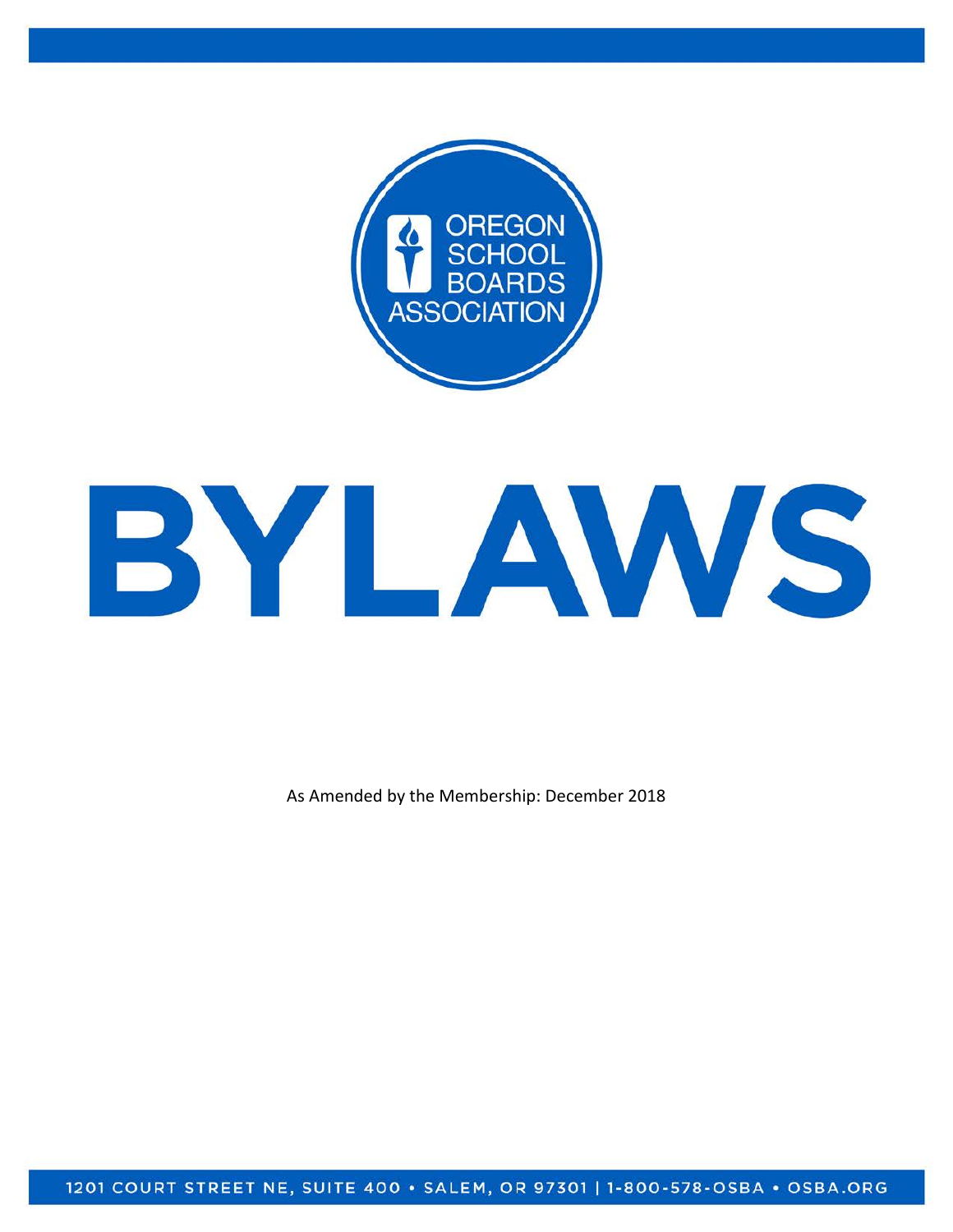OREGON SCHOOL BOARDS ASSOCIATION

# BYLAWS

As Amended by the Membership: December 2018

1201 COURT STREET NE, SUITE 400 • SALEM, OR 97301 | 1-800-578-OSBA • OSBA.ORG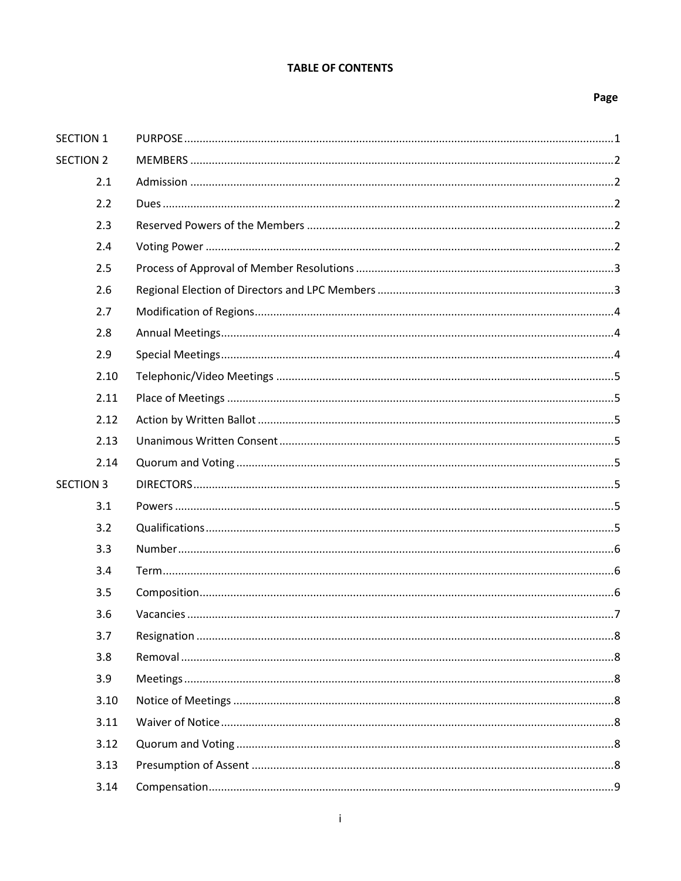# TABLE OF CONTENTS

| | | Page |
|---|---|---|
| SECTION 1 | PURPOSE | 1 |
| SECTION 2 | MEMBERS | 2 |
| 2.1 | Admission | 2 |
| 2.2 | Dues | 2 |
| 2.3 | Reserved Powers of the Members | 2 |
| 2.4 | Voting Power | 2 |
| 2.5 | Process of Approval of Member Resolutions | 3 |
| 2.6 | Regional Election of Directors and LPC Members | 3 |
| 2.7 | Modification of Regions | 4 |
| 2.8 | Annual Meetings | 4 |
| 2.9 | Special Meetings | 4 |
| 2.10 | Telephonic/Video Meetings | 5 |
| 2.11 | Place of Meetings | 5 |
| 2.12 | Action by Written Ballot | 5 |
| 2.13 | Unanimous Written Consent | 5 |
| 2.14 | Quorum and Voting | 5 |
| SECTION 3 | DIRECTORS | 5 |
| 3.1 | Powers | 5 |
| 3.2 | Qualifications | 5 |
| 3.3 | Number | 6 |
| 3.4 | Term | 6 |
| 3.5 | Composition | 6 |
| 3.6 | Vacancies | 7 |
| 3.7 | Resignation | 8 |
| 3.8 | Removal | 8 |
| 3.9 | Meetings | 8 |
| 3.10 | Notice of Meetings | 8 |
| 3.11 | Waiver of Notice | 8 |
| 3.12 | Quorum and Voting | 8 |
| 3.13 | Presumption of Assent | 8 |
| 3.14 | Compensation | 9 |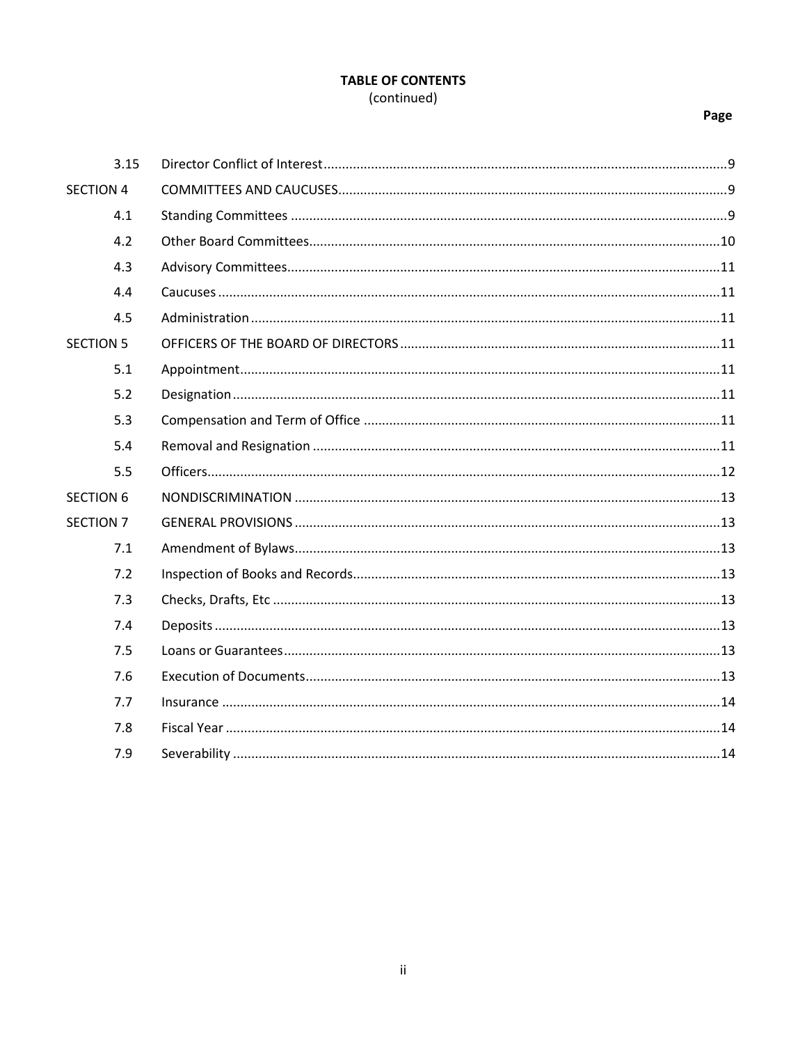**TABLE OF CONTENTS**
(continued)

| | | Page |
|---|---|---|
| 3.15 | Director Conflict of Interest | 9 |
| SECTION 4 | COMMITTEES AND CAUCUSES | 9 |
| 4.1 | Standing Committees | 9 |
| 4.2 | Other Board Committees | 10 |
| 4.3 | Advisory Committees | 11 |
| 4.4 | Caucuses | 11 |
| 4.5 | Administration | 11 |
| SECTION 5 | OFFICERS OF THE BOARD OF DIRECTORS | 11 |
| 5.1 | Appointment | 11 |
| 5.2 | Designation | 11 |
| 5.3 | Compensation and Term of Office | 11 |
| 5.4 | Removal and Resignation | 11 |
| 5.5 | Officers | 12 |
| SECTION 6 | NONDISCRIMINATION | 13 |
| SECTION 7 | GENERAL PROVISIONS | 13 |
| 7.1 | Amendment of Bylaws | 13 |
| 7.2 | Inspection of Books and Records | 13 |
| 7.3 | Checks, Drafts, Etc | 13 |
| 7.4 | Deposits | 13 |
| 7.5 | Loans or Guarantees | 13 |
| 7.6 | Execution of Documents | 13 |
| 7.7 | Insurance | 14 |
| 7.8 | Fiscal Year | 14 |
| 7.9 | Severability | 14 |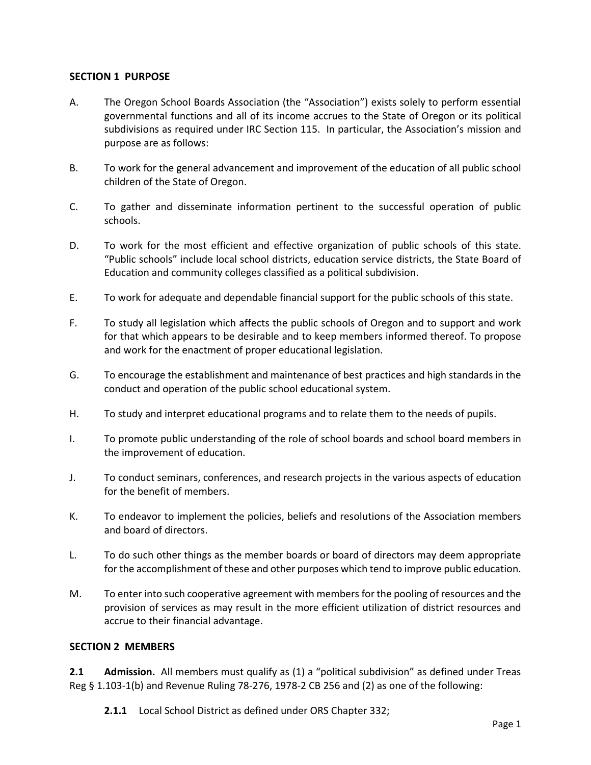## SECTION 1 PURPOSE

A. The Oregon School Boards Association (the "Association") exists solely to perform essential governmental functions and all of its income accrues to the State of Oregon or its political subdivisions as required under IRC Section 115. In particular, the Association's mission and purpose are as follows:

B. To work for the general advancement and improvement of the education of all public school children of the State of Oregon.

C. To gather and disseminate information pertinent to the successful operation of public schools.

D. To work for the most efficient and effective organization of public schools of this state. "Public schools" include local school districts, education service districts, the State Board of Education and community colleges classified as a political subdivision.

E. To work for adequate and dependable financial support for the public schools of this state.

F. To study all legislation which affects the public schools of Oregon and to support and work for that which appears to be desirable and to keep members informed thereof. To propose and work for the enactment of proper educational legislation.

G. To encourage the establishment and maintenance of best practices and high standards in the conduct and operation of the public school educational system.

H. To study and interpret educational programs and to relate them to the needs of pupils.

I. To promote public understanding of the role of school boards and school board members in the improvement of education.

J. To conduct seminars, conferences, and research projects in the various aspects of education for the benefit of members.

K. To endeavor to implement the policies, beliefs and resolutions of the Association members and board of directors.

L. To do such other things as the member boards or board of directors may deem appropriate for the accomplishment of these and other purposes which tend to improve public education.

M. To enter into such cooperative agreement with members for the pooling of resources and the provision of services as may result in the more efficient utilization of district resources and accrue to their financial advantage.

## SECTION 2 MEMBERS

**2.1 Admission.** All members must qualify as (1) a "political subdivision" as defined under Treas Reg § 1.103-1(b) and Revenue Ruling 78-276, 1978-2 CB 256 and (2) as one of the following:

**2.1.1** Local School District as defined under ORS Chapter 332;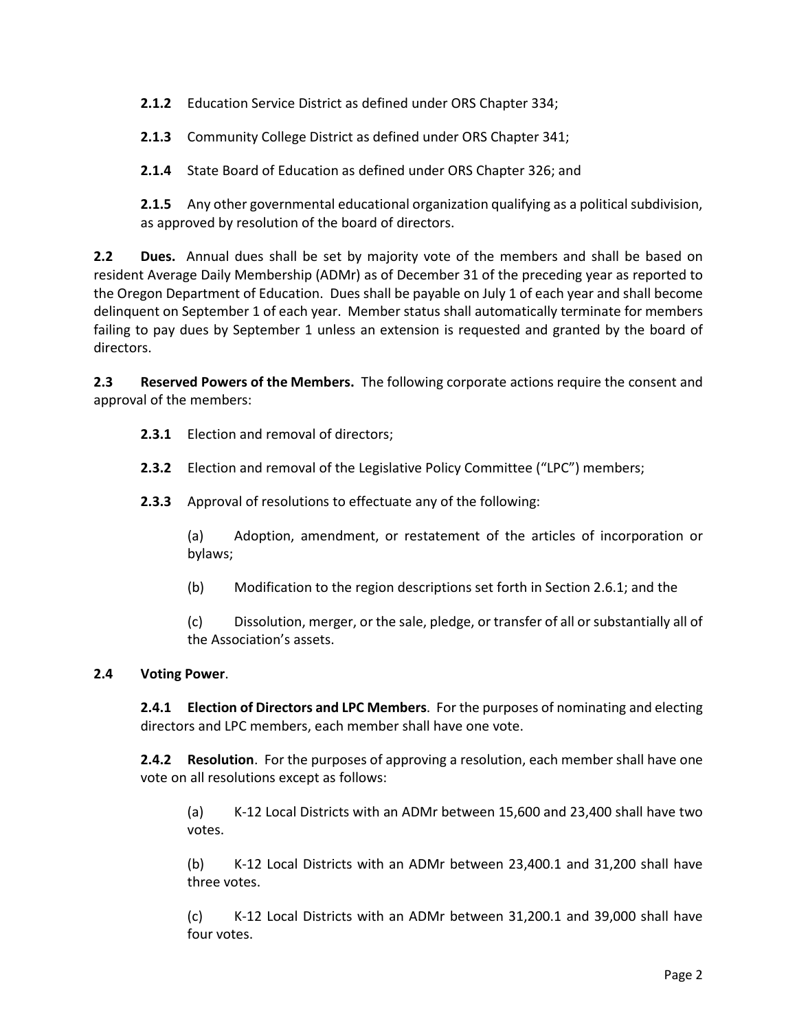**2.1.2** Education Service District as defined under ORS Chapter 334;

**2.1.3** Community College District as defined under ORS Chapter 341;

**2.1.4** State Board of Education as defined under ORS Chapter 326; and

**2.1.5** Any other governmental educational organization qualifying as a political subdivision, as approved by resolution of the board of directors.

**2.2 Dues.** Annual dues shall be set by majority vote of the members and shall be based on resident Average Daily Membership (ADMr) as of December 31 of the preceding year as reported to the Oregon Department of Education. Dues shall be payable on July 1 of each year and shall become delinquent on September 1 of each year. Member status shall automatically terminate for members failing to pay dues by September 1 unless an extension is requested and granted by the board of directors.

**2.3 Reserved Powers of the Members.** The following corporate actions require the consent and approval of the members:

**2.3.1** Election and removal of directors;

**2.3.2** Election and removal of the Legislative Policy Committee ("LPC") members;

**2.3.3** Approval of resolutions to effectuate any of the following:

(a) Adoption, amendment, or restatement of the articles of incorporation or bylaws;

(b) Modification to the region descriptions set forth in Section 2.6.1; and the

(c) Dissolution, merger, or the sale, pledge, or transfer of all or substantially all of the Association's assets.

**2.4 Voting Power**.

**2.4.1 Election of Directors and LPC Members**. For the purposes of nominating and electing directors and LPC members, each member shall have one vote.

**2.4.2 Resolution**. For the purposes of approving a resolution, each member shall have one vote on all resolutions except as follows:

(a) K-12 Local Districts with an ADMr between 15,600 and 23,400 shall have two votes.

(b) K-12 Local Districts with an ADMr between 23,400.1 and 31,200 shall have three votes.

(c) K-12 Local Districts with an ADMr between 31,200.1 and 39,000 shall have four votes.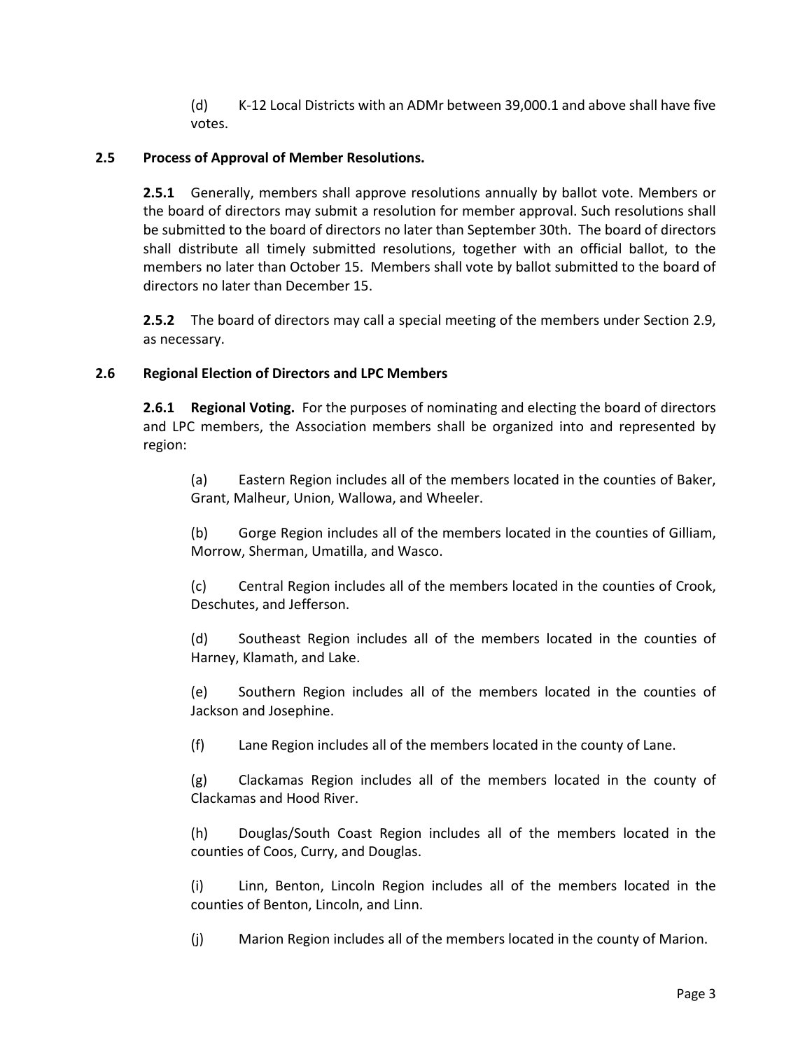(d) K-12 Local Districts with an ADMr between 39,000.1 and above shall have five votes.

**2.5 Process of Approval of Member Resolutions.**

**2.5.1** Generally, members shall approve resolutions annually by ballot vote. Members or the board of directors may submit a resolution for member approval. Such resolutions shall be submitted to the board of directors no later than September 30th. The board of directors shall distribute all timely submitted resolutions, together with an official ballot, to the members no later than October 15. Members shall vote by ballot submitted to the board of directors no later than December 15.

**2.5.2** The board of directors may call a special meeting of the members under Section 2.9, as necessary.

**2.6 Regional Election of Directors and LPC Members**

**2.6.1 Regional Voting.** For the purposes of nominating and electing the board of directors and LPC members, the Association members shall be organized into and represented by region:

(a) Eastern Region includes all of the members located in the counties of Baker, Grant, Malheur, Union, Wallowa, and Wheeler.

(b) Gorge Region includes all of the members located in the counties of Gilliam, Morrow, Sherman, Umatilla, and Wasco.

(c) Central Region includes all of the members located in the counties of Crook, Deschutes, and Jefferson.

(d) Southeast Region includes all of the members located in the counties of Harney, Klamath, and Lake.

(e) Southern Region includes all of the members located in the counties of Jackson and Josephine.

(f) Lane Region includes all of the members located in the county of Lane.

(g) Clackamas Region includes all of the members located in the county of Clackamas and Hood River.

(h) Douglas/South Coast Region includes all of the members located in the counties of Coos, Curry, and Douglas.

(i) Linn, Benton, Lincoln Region includes all of the members located in the counties of Benton, Lincoln, and Linn.

(j) Marion Region includes all of the members located in the county of Marion.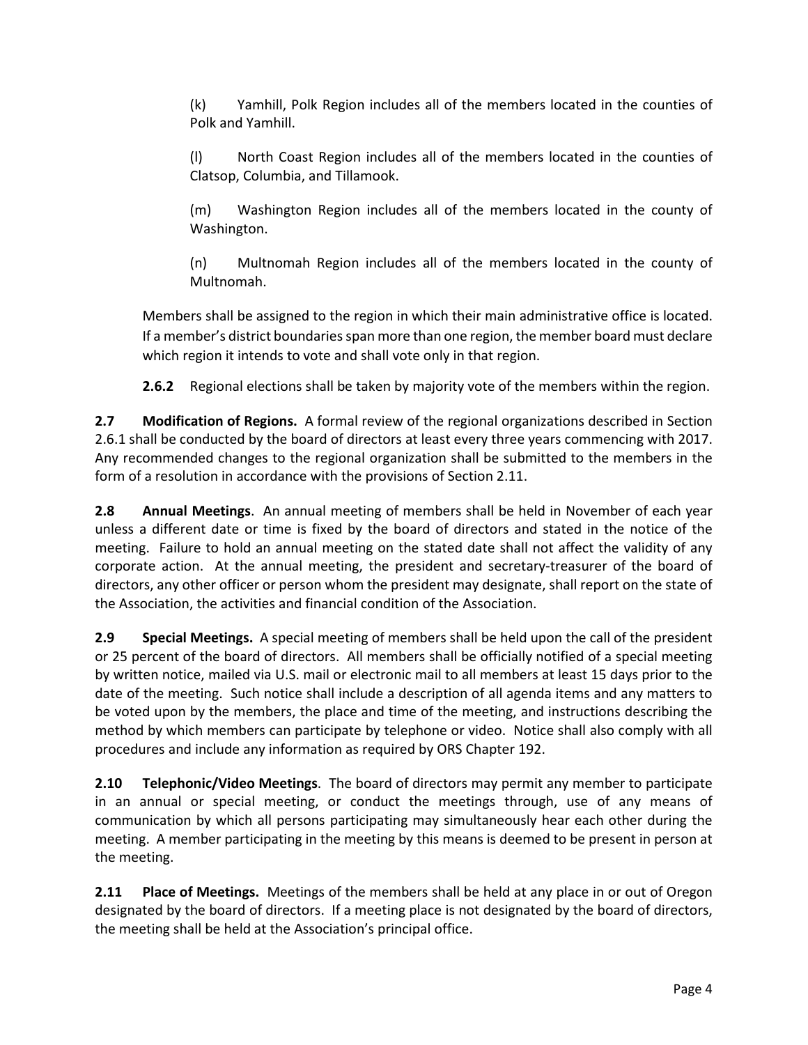(k) Yamhill, Polk Region includes all of the members located in the counties of Polk and Yamhill.

(l) North Coast Region includes all of the members located in the counties of Clatsop, Columbia, and Tillamook.

(m) Washington Region includes all of the members located in the county of Washington.

(n) Multnomah Region includes all of the members located in the county of Multnomah.

Members shall be assigned to the region in which their main administrative office is located. If a member's district boundaries span more than one region, the member board must declare which region it intends to vote and shall vote only in that region.

**2.6.2** Regional elections shall be taken by majority vote of the members within the region.

**2.7 Modification of Regions.** A formal review of the regional organizations described in Section 2.6.1 shall be conducted by the board of directors at least every three years commencing with 2017. Any recommended changes to the regional organization shall be submitted to the members in the form of a resolution in accordance with the provisions of Section 2.11.

**2.8 Annual Meetings**. An annual meeting of members shall be held in November of each year unless a different date or time is fixed by the board of directors and stated in the notice of the meeting. Failure to hold an annual meeting on the stated date shall not affect the validity of any corporate action. At the annual meeting, the president and secretary-treasurer of the board of directors, any other officer or person whom the president may designate, shall report on the state of the Association, the activities and financial condition of the Association.

**2.9 Special Meetings.** A special meeting of members shall be held upon the call of the president or 25 percent of the board of directors. All members shall be officially notified of a special meeting by written notice, mailed via U.S. mail or electronic mail to all members at least 15 days prior to the date of the meeting. Such notice shall include a description of all agenda items and any matters to be voted upon by the members, the place and time of the meeting, and instructions describing the method by which members can participate by telephone or video. Notice shall also comply with all procedures and include any information as required by ORS Chapter 192.

**2.10 Telephonic/Video Meetings**. The board of directors may permit any member to participate in an annual or special meeting, or conduct the meetings through, use of any means of communication by which all persons participating may simultaneously hear each other during the meeting. A member participating in the meeting by this means is deemed to be present in person at the meeting.

**2.11 Place of Meetings.** Meetings of the members shall be held at any place in or out of Oregon designated by the board of directors. If a meeting place is not designated by the board of directors, the meeting shall be held at the Association's principal office.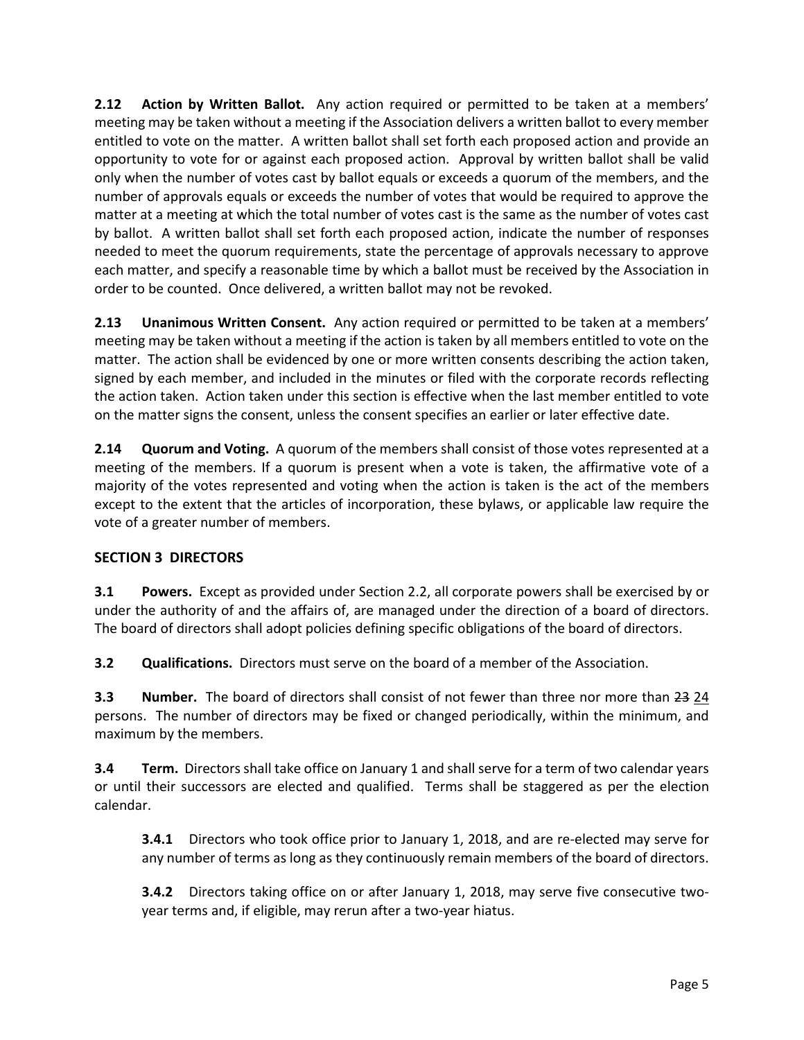**2.12 Action by Written Ballot.** Any action required or permitted to be taken at a members' meeting may be taken without a meeting if the Association delivers a written ballot to every member entitled to vote on the matter. A written ballot shall set forth each proposed action and provide an opportunity to vote for or against each proposed action. Approval by written ballot shall be valid only when the number of votes cast by ballot equals or exceeds a quorum of the members, and the number of approvals equals or exceeds the number of votes that would be required to approve the matter at a meeting at which the total number of votes cast is the same as the number of votes cast by ballot. A written ballot shall set forth each proposed action, indicate the number of responses needed to meet the quorum requirements, state the percentage of approvals necessary to approve each matter, and specify a reasonable time by which a ballot must be received by the Association in order to be counted. Once delivered, a written ballot may not be revoked.

**2.13 Unanimous Written Consent.** Any action required or permitted to be taken at a members' meeting may be taken without a meeting if the action is taken by all members entitled to vote on the matter. The action shall be evidenced by one or more written consents describing the action taken, signed by each member, and included in the minutes or filed with the corporate records reflecting the action taken. Action taken under this section is effective when the last member entitled to vote on the matter signs the consent, unless the consent specifies an earlier or later effective date.

**2.14 Quorum and Voting.** A quorum of the members shall consist of those votes represented at a meeting of the members. If a quorum is present when a vote is taken, the affirmative vote of a majority of the votes represented and voting when the action is taken is the act of the members except to the extent that the articles of incorporation, these bylaws, or applicable law require the vote of a greater number of members.

## SECTION 3 DIRECTORS

**3.1 Powers.** Except as provided under Section 2.2, all corporate powers shall be exercised by or under the authority of and the affairs of, are managed under the direction of a board of directors. The board of directors shall adopt policies defining specific obligations of the board of directors.

**3.2 Qualifications.** Directors must serve on the board of a member of the Association.

**3.3 Number.** The board of directors shall consist of not fewer than three nor more than ~~23~~ 24 persons. The number of directors may be fixed or changed periodically, within the minimum, and maximum by the members.

**3.4 Term.** Directors shall take office on January 1 and shall serve for a term of two calendar years or until their successors are elected and qualified. Terms shall be staggered as per the election calendar.

> **3.4.1** Directors who took office prior to January 1, 2018, and are re-elected may serve for any number of terms as long as they continuously remain members of the board of directors.
>
> **3.4.2** Directors taking office on or after January 1, 2018, may serve five consecutive two-year terms and, if eligible, may rerun after a two-year hiatus.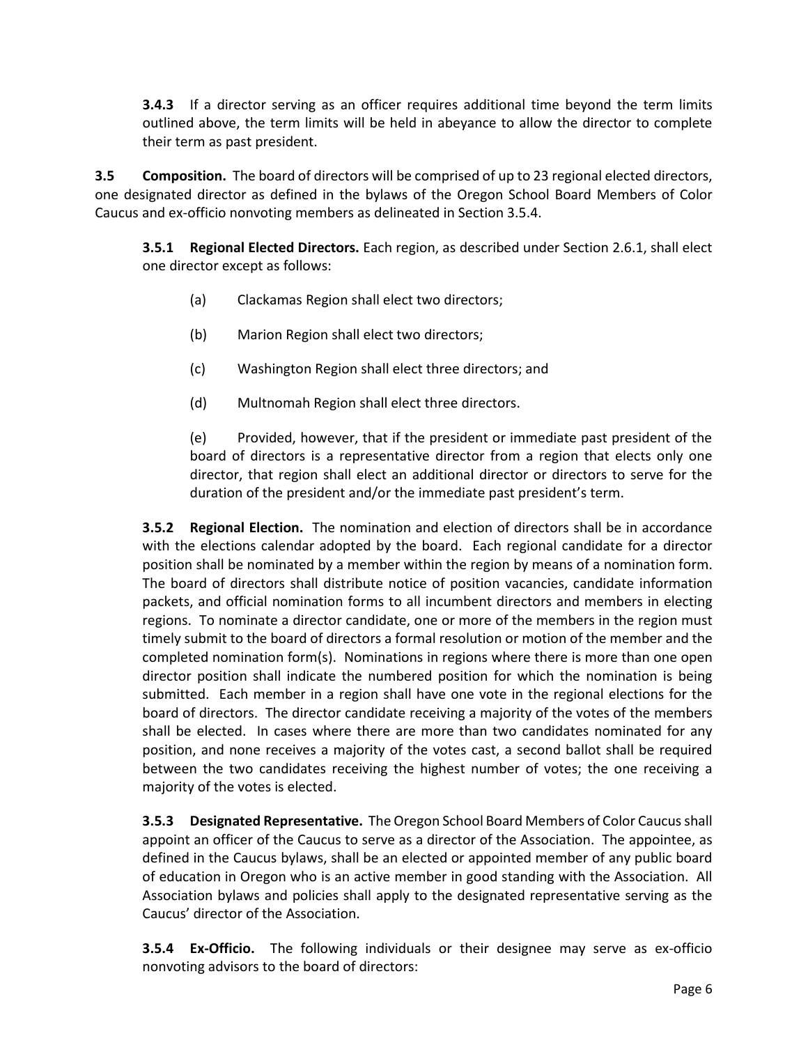**3.4.3** If a director serving as an officer requires additional time beyond the term limits outlined above, the term limits will be held in abeyance to allow the director to complete their term as past president.

**3.5 Composition.** The board of directors will be comprised of up to 23 regional elected directors, one designated director as defined in the bylaws of the Oregon School Board Members of Color Caucus and ex-officio nonvoting members as delineated in Section 3.5.4.

**3.5.1 Regional Elected Directors.** Each region, as described under Section 2.6.1, shall elect one director except as follows:

(a) Clackamas Region shall elect two directors;

(b) Marion Region shall elect two directors;

(c) Washington Region shall elect three directors; and

(d) Multnomah Region shall elect three directors.

(e) Provided, however, that if the president or immediate past president of the board of directors is a representative director from a region that elects only one director, that region shall elect an additional director or directors to serve for the duration of the president and/or the immediate past president's term.

**3.5.2 Regional Election.** The nomination and election of directors shall be in accordance with the elections calendar adopted by the board. Each regional candidate for a director position shall be nominated by a member within the region by means of a nomination form. The board of directors shall distribute notice of position vacancies, candidate information packets, and official nomination forms to all incumbent directors and members in electing regions. To nominate a director candidate, one or more of the members in the region must timely submit to the board of directors a formal resolution or motion of the member and the completed nomination form(s). Nominations in regions where there is more than one open director position shall indicate the numbered position for which the nomination is being submitted. Each member in a region shall have one vote in the regional elections for the board of directors. The director candidate receiving a majority of the votes of the members shall be elected. In cases where there are more than two candidates nominated for any position, and none receives a majority of the votes cast, a second ballot shall be required between the two candidates receiving the highest number of votes; the one receiving a majority of the votes is elected.

**3.5.3 Designated Representative.** The Oregon School Board Members of Color Caucus shall appoint an officer of the Caucus to serve as a director of the Association. The appointee, as defined in the Caucus bylaws, shall be an elected or appointed member of any public board of education in Oregon who is an active member in good standing with the Association. All Association bylaws and policies shall apply to the designated representative serving as the Caucus' director of the Association.

**3.5.4 Ex-Officio.** The following individuals or their designee may serve as ex-officio nonvoting advisors to the board of directors: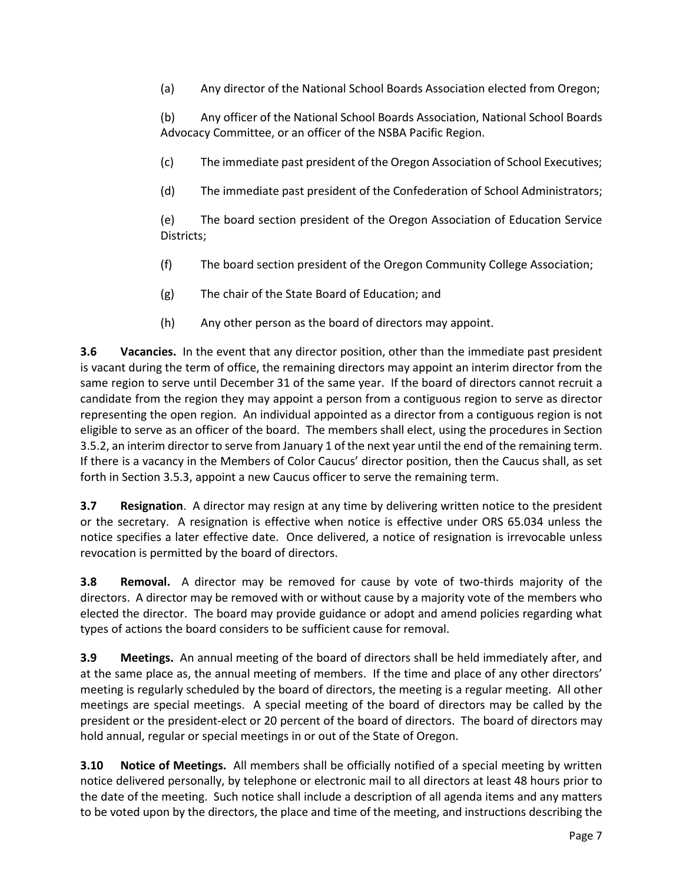(a) Any director of the National School Boards Association elected from Oregon;

(b) Any officer of the National School Boards Association, National School Boards Advocacy Committee, or an officer of the NSBA Pacific Region.

(c) The immediate past president of the Oregon Association of School Executives;

(d) The immediate past president of the Confederation of School Administrators;

(e) The board section president of the Oregon Association of Education Service Districts;

(f) The board section president of the Oregon Community College Association;

(g) The chair of the State Board of Education; and

(h) Any other person as the board of directors may appoint.

**3.6 Vacancies.** In the event that any director position, other than the immediate past president is vacant during the term of office, the remaining directors may appoint an interim director from the same region to serve until December 31 of the same year. If the board of directors cannot recruit a candidate from the region they may appoint a person from a contiguous region to serve as director representing the open region. An individual appointed as a director from a contiguous region is not eligible to serve as an officer of the board. The members shall elect, using the procedures in Section 3.5.2, an interim director to serve from January 1 of the next year until the end of the remaining term. If there is a vacancy in the Members of Color Caucus' director position, then the Caucus shall, as set forth in Section 3.5.3, appoint a new Caucus officer to serve the remaining term.

**3.7 Resignation**. A director may resign at any time by delivering written notice to the president or the secretary. A resignation is effective when notice is effective under ORS 65.034 unless the notice specifies a later effective date. Once delivered, a notice of resignation is irrevocable unless revocation is permitted by the board of directors.

**3.8 Removal.** A director may be removed for cause by vote of two-thirds majority of the directors. A director may be removed with or without cause by a majority vote of the members who elected the director. The board may provide guidance or adopt and amend policies regarding what types of actions the board considers to be sufficient cause for removal.

**3.9 Meetings.** An annual meeting of the board of directors shall be held immediately after, and at the same place as, the annual meeting of members. If the time and place of any other directors' meeting is regularly scheduled by the board of directors, the meeting is a regular meeting. All other meetings are special meetings. A special meeting of the board of directors may be called by the president or the president-elect or 20 percent of the board of directors. The board of directors may hold annual, regular or special meetings in or out of the State of Oregon.

**3.10 Notice of Meetings.** All members shall be officially notified of a special meeting by written notice delivered personally, by telephone or electronic mail to all directors at least 48 hours prior to the date of the meeting. Such notice shall include a description of all agenda items and any matters to be voted upon by the directors, the place and time of the meeting, and instructions describing the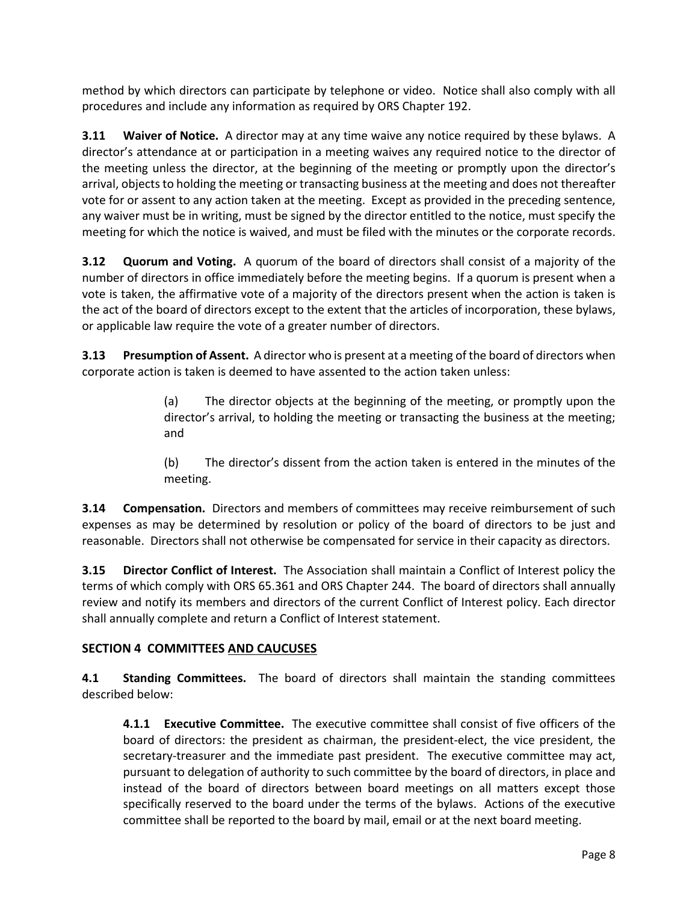method by which directors can participate by telephone or video. Notice shall also comply with all procedures and include any information as required by ORS Chapter 192.

**3.11 Waiver of Notice.** A director may at any time waive any notice required by these bylaws. A director's attendance at or participation in a meeting waives any required notice to the director of the meeting unless the director, at the beginning of the meeting or promptly upon the director's arrival, objects to holding the meeting or transacting business at the meeting and does not thereafter vote for or assent to any action taken at the meeting. Except as provided in the preceding sentence, any waiver must be in writing, must be signed by the director entitled to the notice, must specify the meeting for which the notice is waived, and must be filed with the minutes or the corporate records.

**3.12 Quorum and Voting.** A quorum of the board of directors shall consist of a majority of the number of directors in office immediately before the meeting begins. If a quorum is present when a vote is taken, the affirmative vote of a majority of the directors present when the action is taken is the act of the board of directors except to the extent that the articles of incorporation, these bylaws, or applicable law require the vote of a greater number of directors.

**3.13 Presumption of Assent.** A director who is present at a meeting of the board of directors when corporate action is taken is deemed to have assented to the action taken unless:

> (a) The director objects at the beginning of the meeting, or promptly upon the director's arrival, to holding the meeting or transacting the business at the meeting; and
>
> (b) The director's dissent from the action taken is entered in the minutes of the meeting.

**3.14 Compensation.** Directors and members of committees may receive reimbursement of such expenses as may be determined by resolution or policy of the board of directors to be just and reasonable. Directors shall not otherwise be compensated for service in their capacity as directors.

**3.15 Director Conflict of Interest.** The Association shall maintain a Conflict of Interest policy the terms of which comply with ORS 65.361 and ORS Chapter 244. The board of directors shall annually review and notify its members and directors of the current Conflict of Interest policy. Each director shall annually complete and return a Conflict of Interest statement.

## SECTION 4 COMMITTEES <u>AND CAUCUSES</u>

**4.1 Standing Committees.** The board of directors shall maintain the standing committees described below:

> **4.1.1 Executive Committee.** The executive committee shall consist of five officers of the board of directors: the president as chairman, the president-elect, the vice president, the secretary-treasurer and the immediate past president. The executive committee may act, pursuant to delegation of authority to such committee by the board of directors, in place and instead of the board of directors between board meetings on all matters except those specifically reserved to the board under the terms of the bylaws. Actions of the executive committee shall be reported to the board by mail, email or at the next board meeting.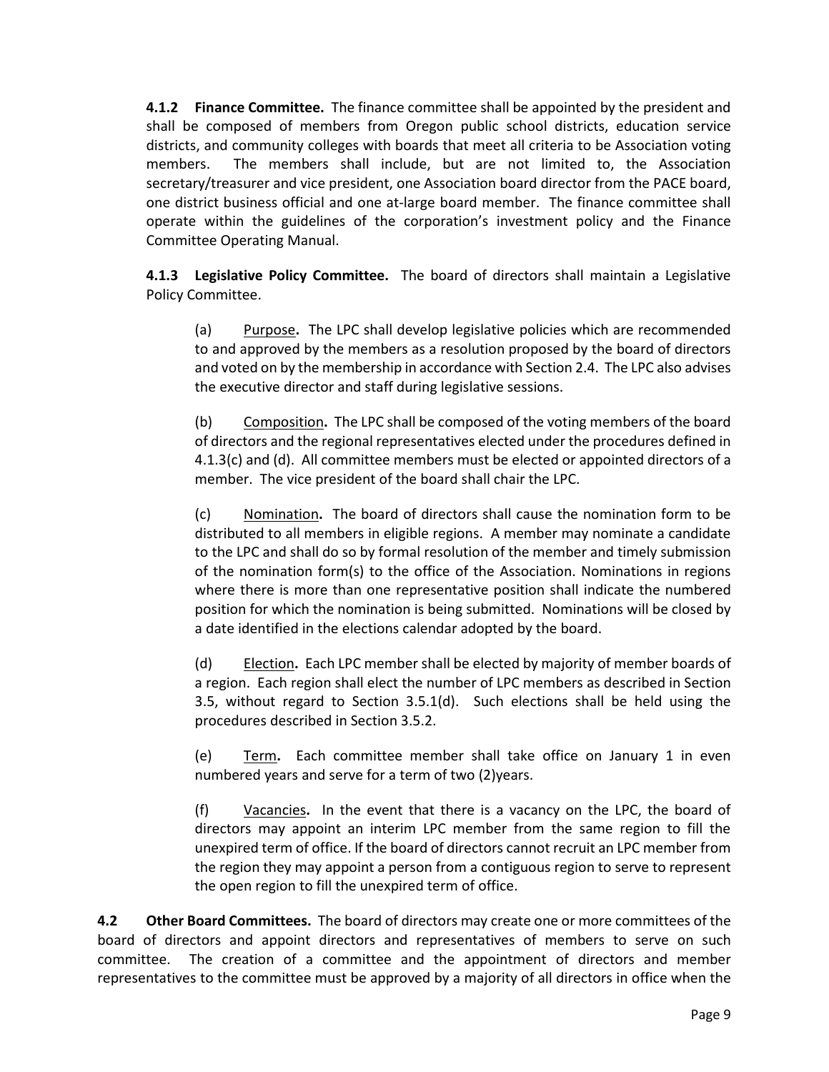**4.1.2 Finance Committee.** The finance committee shall be appointed by the president and shall be composed of members from Oregon public school districts, education service districts, and community colleges with boards that meet all criteria to be Association voting members. The members shall include, but are not limited to, the Association secretary/treasurer and vice president, one Association board director from the PACE board, one district business official and one at-large board member. The finance committee shall operate within the guidelines of the corporation's investment policy and the Finance Committee Operating Manual.

**4.1.3 Legislative Policy Committee.** The board of directors shall maintain a Legislative Policy Committee.

(a) Purpose**.** The LPC shall develop legislative policies which are recommended to and approved by the members as a resolution proposed by the board of directors and voted on by the membership in accordance with Section 2.4. The LPC also advises the executive director and staff during legislative sessions.

(b) Composition**.** The LPC shall be composed of the voting members of the board of directors and the regional representatives elected under the procedures defined in 4.1.3(c) and (d). All committee members must be elected or appointed directors of a member. The vice president of the board shall chair the LPC.

(c) Nomination**.** The board of directors shall cause the nomination form to be distributed to all members in eligible regions. A member may nominate a candidate to the LPC and shall do so by formal resolution of the member and timely submission of the nomination form(s) to the office of the Association. Nominations in regions where there is more than one representative position shall indicate the numbered position for which the nomination is being submitted. Nominations will be closed by a date identified in the elections calendar adopted by the board.

(d) Election**.** Each LPC member shall be elected by majority of member boards of a region. Each region shall elect the number of LPC members as described in Section 3.5, without regard to Section 3.5.1(d). Such elections shall be held using the procedures described in Section 3.5.2.

(e) Term**.** Each committee member shall take office on January 1 in even numbered years and serve for a term of two (2)years.

(f) Vacancies**.** In the event that there is a vacancy on the LPC, the board of directors may appoint an interim LPC member from the same region to fill the unexpired term of office. If the board of directors cannot recruit an LPC member from the region they may appoint a person from a contiguous region to serve to represent the open region to fill the unexpired term of office.

**4.2 Other Board Committees.** The board of directors may create one or more committees of the board of directors and appoint directors and representatives of members to serve on such committee. The creation of a committee and the appointment of directors and member representatives to the committee must be approved by a majority of all directors in office when the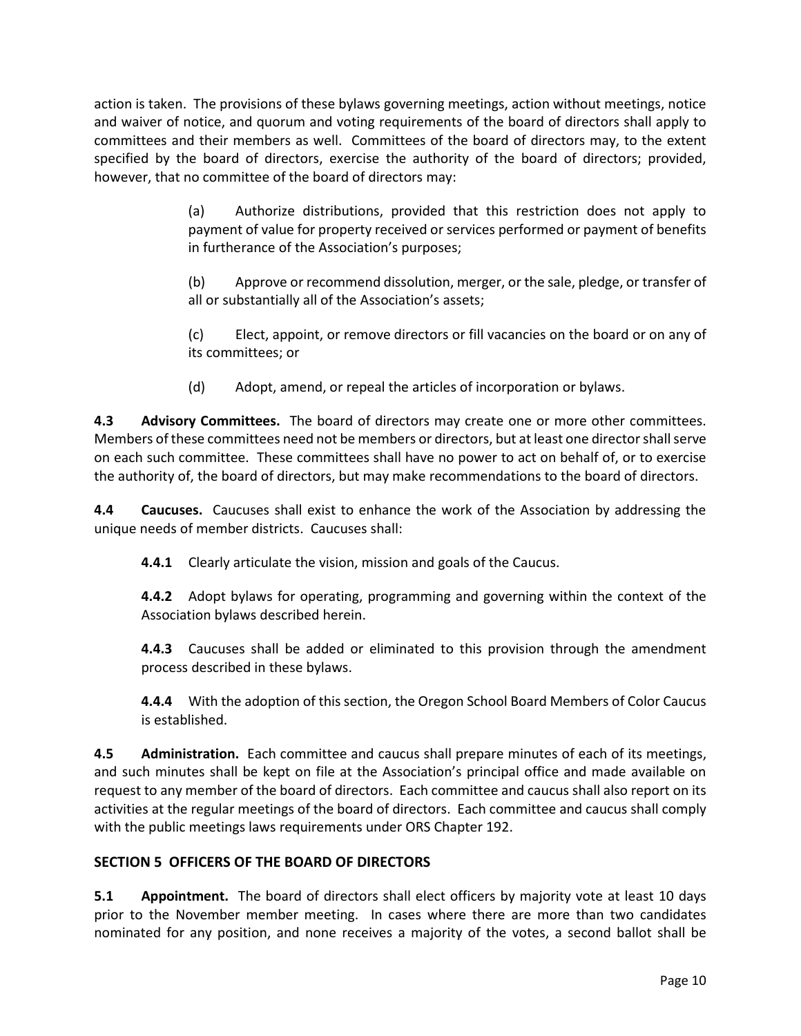action is taken. The provisions of these bylaws governing meetings, action without meetings, notice and waiver of notice, and quorum and voting requirements of the board of directors shall apply to committees and their members as well. Committees of the board of directors may, to the extent specified by the board of directors, exercise the authority of the board of directors; provided, however, that no committee of the board of directors may:

> (a) Authorize distributions, provided that this restriction does not apply to payment of value for property received or services performed or payment of benefits in furtherance of the Association's purposes;
>
> (b) Approve or recommend dissolution, merger, or the sale, pledge, or transfer of all or substantially all of the Association's assets;
>
> (c) Elect, appoint, or remove directors or fill vacancies on the board or on any of its committees; or
>
> (d) Adopt, amend, or repeal the articles of incorporation or bylaws.

**4.3 Advisory Committees.** The board of directors may create one or more other committees. Members of these committees need not be members or directors, but at least one director shall serve on each such committee. These committees shall have no power to act on behalf of, or to exercise the authority of, the board of directors, but may make recommendations to the board of directors.

**4.4 Caucuses.** Caucuses shall exist to enhance the work of the Association by addressing the unique needs of member districts. Caucuses shall:

> **4.4.1** Clearly articulate the vision, mission and goals of the Caucus.
>
> **4.4.2** Adopt bylaws for operating, programming and governing within the context of the Association bylaws described herein.
>
> **4.4.3** Caucuses shall be added or eliminated to this provision through the amendment process described in these bylaws.
>
> **4.4.4** With the adoption of this section, the Oregon School Board Members of Color Caucus is established.

**4.5 Administration.** Each committee and caucus shall prepare minutes of each of its meetings, and such minutes shall be kept on file at the Association's principal office and made available on request to any member of the board of directors. Each committee and caucus shall also report on its activities at the regular meetings of the board of directors. Each committee and caucus shall comply with the public meetings laws requirements under ORS Chapter 192.

## SECTION 5 OFFICERS OF THE BOARD OF DIRECTORS

**5.1 Appointment.** The board of directors shall elect officers by majority vote at least 10 days prior to the November member meeting. In cases where there are more than two candidates nominated for any position, and none receives a majority of the votes, a second ballot shall be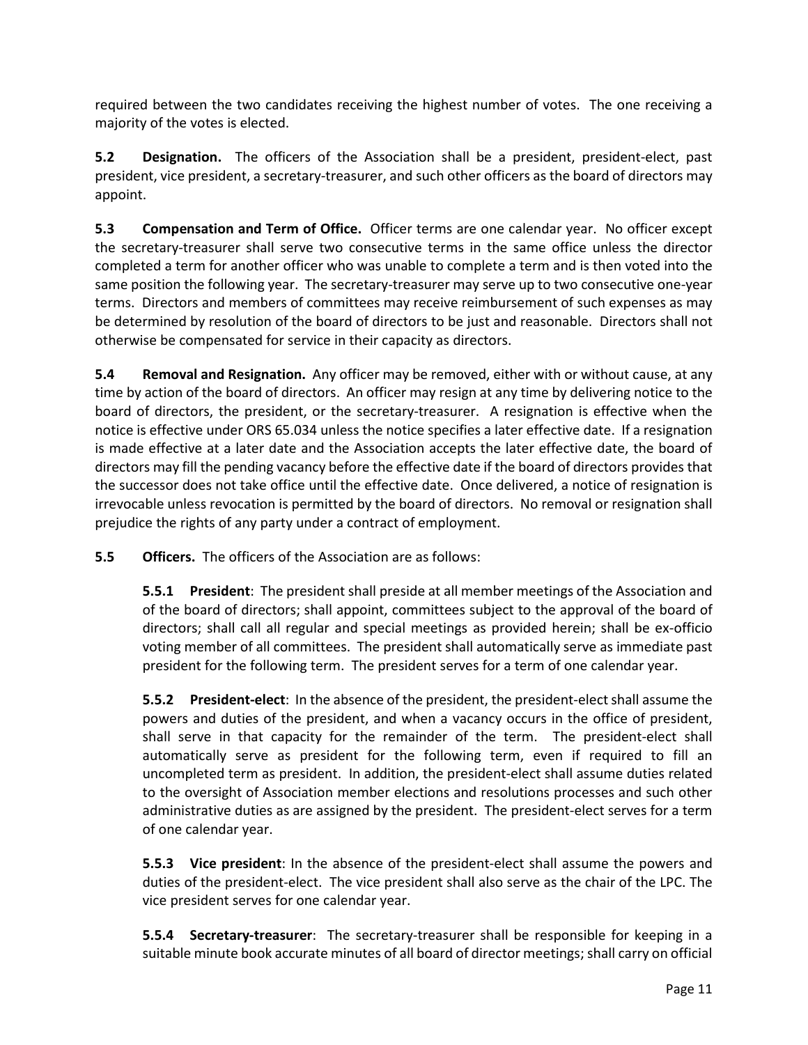required between the two candidates receiving the highest number of votes. The one receiving a majority of the votes is elected.

**5.2 Designation.** The officers of the Association shall be a president, president-elect, past president, vice president, a secretary-treasurer, and such other officers as the board of directors may appoint.

**5.3 Compensation and Term of Office.** Officer terms are one calendar year. No officer except the secretary-treasurer shall serve two consecutive terms in the same office unless the director completed a term for another officer who was unable to complete a term and is then voted into the same position the following year. The secretary-treasurer may serve up to two consecutive one-year terms. Directors and members of committees may receive reimbursement of such expenses as may be determined by resolution of the board of directors to be just and reasonable. Directors shall not otherwise be compensated for service in their capacity as directors.

**5.4 Removal and Resignation.** Any officer may be removed, either with or without cause, at any time by action of the board of directors. An officer may resign at any time by delivering notice to the board of directors, the president, or the secretary-treasurer. A resignation is effective when the notice is effective under ORS 65.034 unless the notice specifies a later effective date. If a resignation is made effective at a later date and the Association accepts the later effective date, the board of directors may fill the pending vacancy before the effective date if the board of directors provides that the successor does not take office until the effective date. Once delivered, a notice of resignation is irrevocable unless revocation is permitted by the board of directors. No removal or resignation shall prejudice the rights of any party under a contract of employment.

**5.5 Officers.** The officers of the Association are as follows:

> **5.5.1 President**: The president shall preside at all member meetings of the Association and of the board of directors; shall appoint, committees subject to the approval of the board of directors; shall call all regular and special meetings as provided herein; shall be ex-officio voting member of all committees. The president shall automatically serve as immediate past president for the following term. The president serves for a term of one calendar year.
>
> **5.5.2 President-elect**: In the absence of the president, the president-elect shall assume the powers and duties of the president, and when a vacancy occurs in the office of president, shall serve in that capacity for the remainder of the term. The president-elect shall automatically serve as president for the following term, even if required to fill an uncompleted term as president. In addition, the president-elect shall assume duties related to the oversight of Association member elections and resolutions processes and such other administrative duties as are assigned by the president. The president-elect serves for a term of one calendar year.
>
> **5.5.3 Vice president**: In the absence of the president-elect shall assume the powers and duties of the president-elect. The vice president shall also serve as the chair of the LPC. The vice president serves for one calendar year.
>
> **5.5.4 Secretary-treasurer**: The secretary-treasurer shall be responsible for keeping in a suitable minute book accurate minutes of all board of director meetings; shall carry on official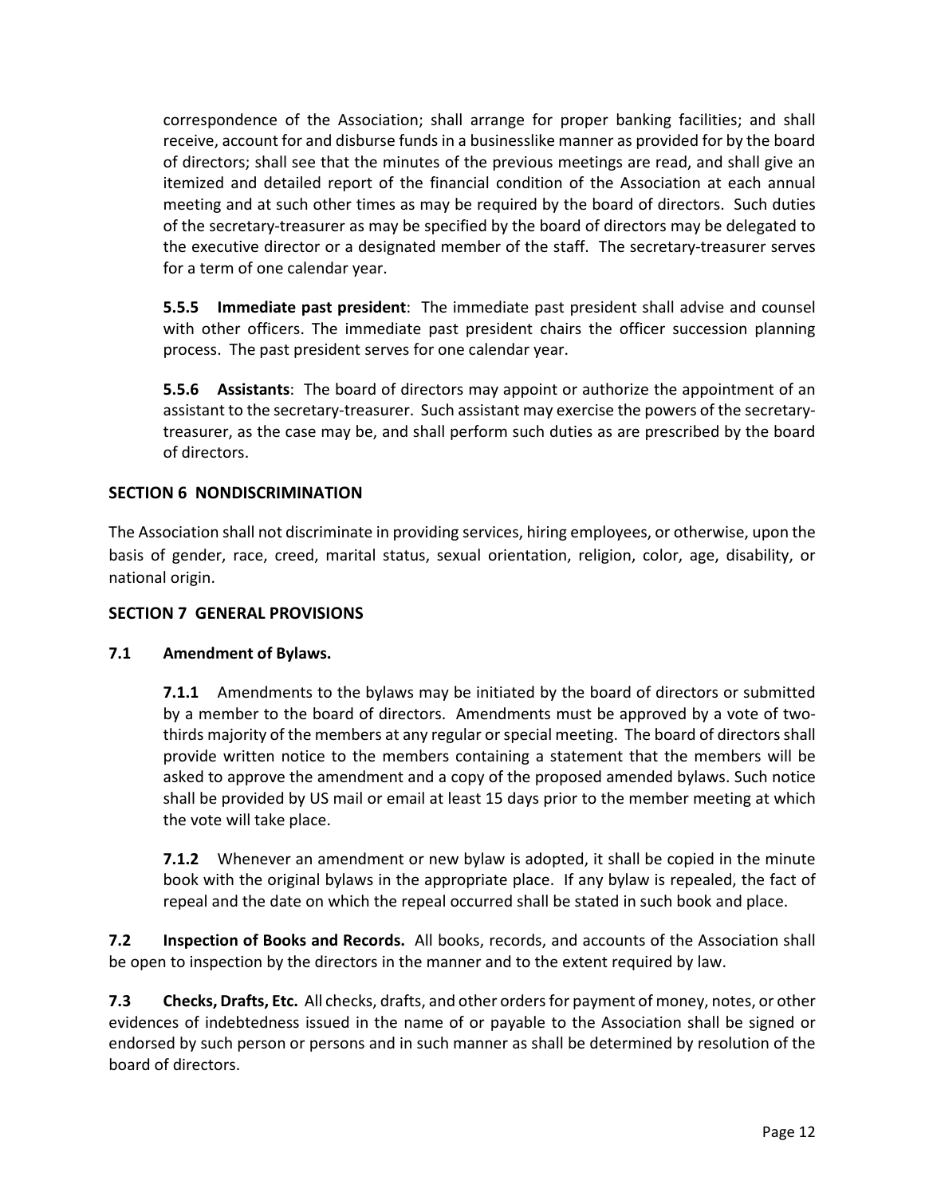correspondence of the Association; shall arrange for proper banking facilities; and shall receive, account for and disburse funds in a businesslike manner as provided for by the board of directors; shall see that the minutes of the previous meetings are read, and shall give an itemized and detailed report of the financial condition of the Association at each annual meeting and at such other times as may be required by the board of directors. Such duties of the secretary-treasurer as may be specified by the board of directors may be delegated to the executive director or a designated member of the staff. The secretary-treasurer serves for a term of one calendar year.

**5.5.5 Immediate past president**: The immediate past president shall advise and counsel with other officers. The immediate past president chairs the officer succession planning process. The past president serves for one calendar year.

**5.5.6 Assistants**: The board of directors may appoint or authorize the appointment of an assistant to the secretary-treasurer. Such assistant may exercise the powers of the secretary-treasurer, as the case may be, and shall perform such duties as are prescribed by the board of directors.

## SECTION 6 NONDISCRIMINATION

The Association shall not discriminate in providing services, hiring employees, or otherwise, upon the basis of gender, race, creed, marital status, sexual orientation, religion, color, age, disability, or national origin.

## SECTION 7 GENERAL PROVISIONS

### 7.1 Amendment of Bylaws.

**7.1.1** Amendments to the bylaws may be initiated by the board of directors or submitted by a member to the board of directors. Amendments must be approved by a vote of two-thirds majority of the members at any regular or special meeting. The board of directors shall provide written notice to the members containing a statement that the members will be asked to approve the amendment and a copy of the proposed amended bylaws. Such notice shall be provided by US mail or email at least 15 days prior to the member meeting at which the vote will take place.

**7.1.2** Whenever an amendment or new bylaw is adopted, it shall be copied in the minute book with the original bylaws in the appropriate place. If any bylaw is repealed, the fact of repeal and the date on which the repeal occurred shall be stated in such book and place.

**7.2 Inspection of Books and Records.** All books, records, and accounts of the Association shall be open to inspection by the directors in the manner and to the extent required by law.

**7.3 Checks, Drafts, Etc.** All checks, drafts, and other orders for payment of money, notes, or other evidences of indebtedness issued in the name of or payable to the Association shall be signed or endorsed by such person or persons and in such manner as shall be determined by resolution of the board of directors.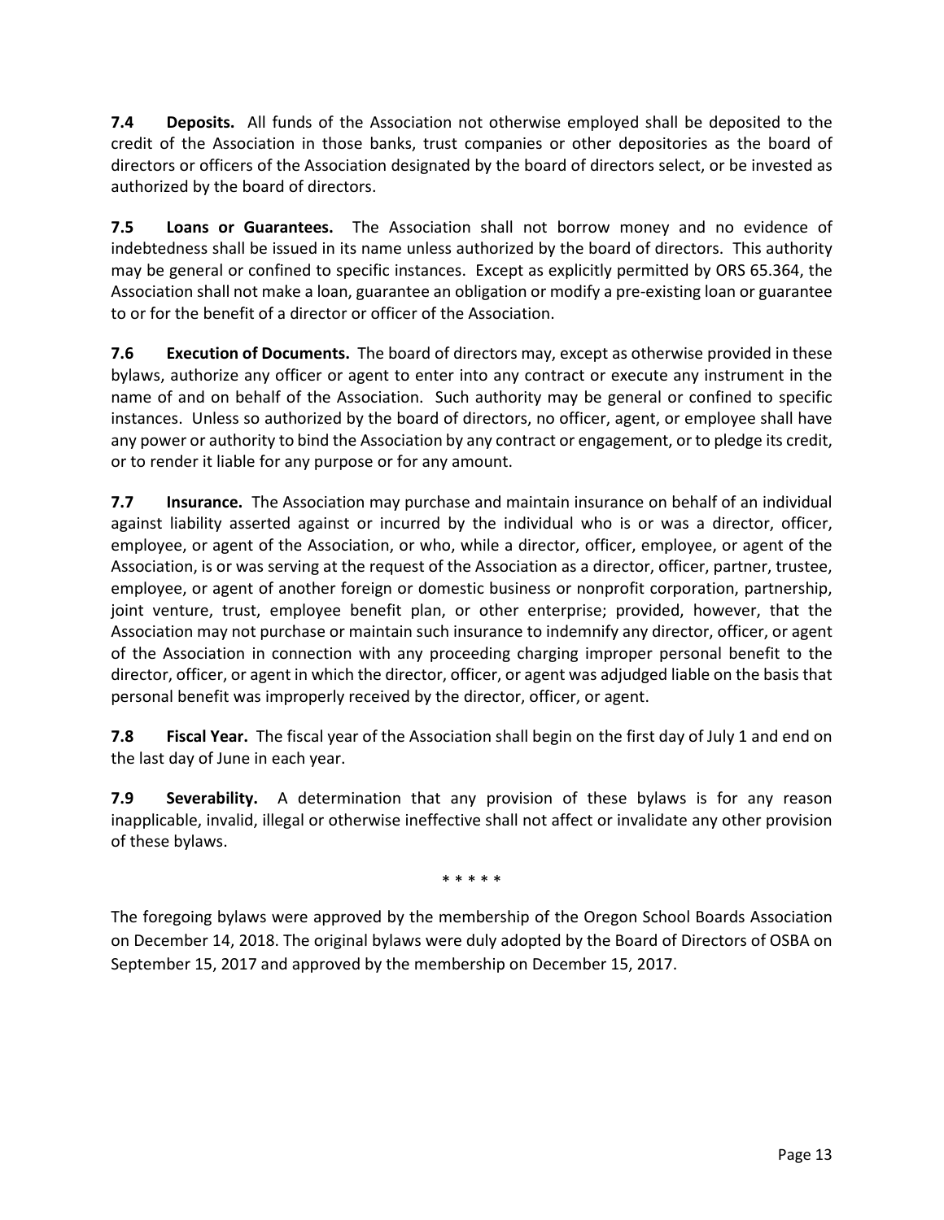**7.4 Deposits.** All funds of the Association not otherwise employed shall be deposited to the credit of the Association in those banks, trust companies or other depositories as the board of directors or officers of the Association designated by the board of directors select, or be invested as authorized by the board of directors.

**7.5 Loans or Guarantees.** The Association shall not borrow money and no evidence of indebtedness shall be issued in its name unless authorized by the board of directors. This authority may be general or confined to specific instances. Except as explicitly permitted by ORS 65.364, the Association shall not make a loan, guarantee an obligation or modify a pre-existing loan or guarantee to or for the benefit of a director or officer of the Association.

**7.6 Execution of Documents.** The board of directors may, except as otherwise provided in these bylaws, authorize any officer or agent to enter into any contract or execute any instrument in the name of and on behalf of the Association. Such authority may be general or confined to specific instances. Unless so authorized by the board of directors, no officer, agent, or employee shall have any power or authority to bind the Association by any contract or engagement, or to pledge its credit, or to render it liable for any purpose or for any amount.

**7.7 Insurance.** The Association may purchase and maintain insurance on behalf of an individual against liability asserted against or incurred by the individual who is or was a director, officer, employee, or agent of the Association, or who, while a director, officer, employee, or agent of the Association, is or was serving at the request of the Association as a director, officer, partner, trustee, employee, or agent of another foreign or domestic business or nonprofit corporation, partnership, joint venture, trust, employee benefit plan, or other enterprise; provided, however, that the Association may not purchase or maintain such insurance to indemnify any director, officer, or agent of the Association in connection with any proceeding charging improper personal benefit to the director, officer, or agent in which the director, officer, or agent was adjudged liable on the basis that personal benefit was improperly received by the director, officer, or agent.

**7.8 Fiscal Year.** The fiscal year of the Association shall begin on the first day of July 1 and end on the last day of June in each year.

**7.9 Severability.** A determination that any provision of these bylaws is for any reason inapplicable, invalid, illegal or otherwise ineffective shall not affect or invalidate any other provision of these bylaws.

\* \* \* \* \*

The foregoing bylaws were approved by the membership of the Oregon School Boards Association on December 14, 2018. The original bylaws were duly adopted by the Board of Directors of OSBA on September 15, 2017 and approved by the membership on December 15, 2017.